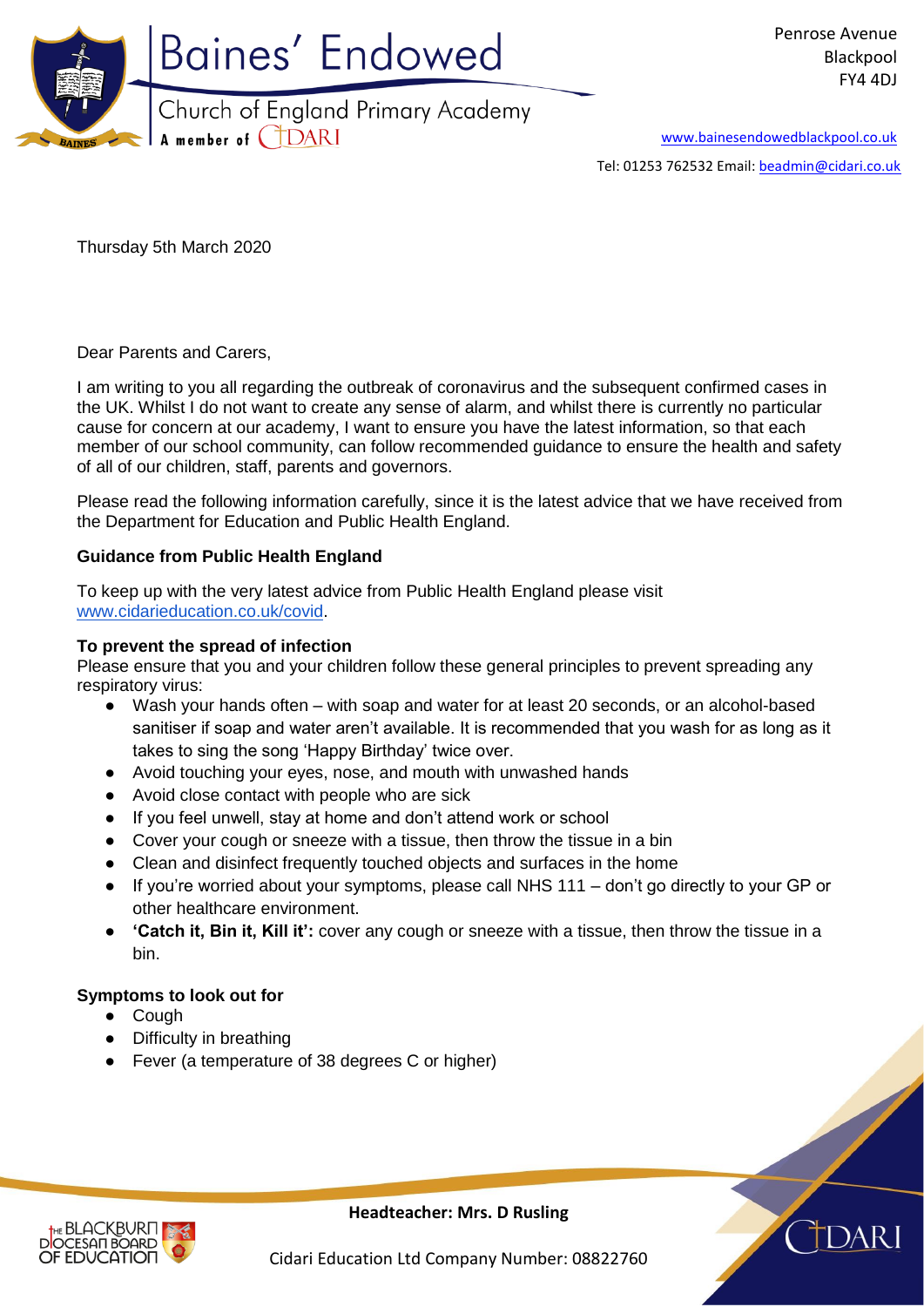# Baines' Endowed

Church of England Primary Academy

A member of CIDARI

Penrose Avenue
Blackpool
FY4 4DJ

www.bainesendowedblackpool.co.uk

Tel: 01253 762532 Email: beadmin@cidari.co.uk

Thursday 5th March 2020

Dear Parents and Carers,

I am writing to you all regarding the outbreak of coronavirus and the subsequent confirmed cases in the UK. Whilst I do not want to create any sense of alarm, and whilst there is currently no particular cause for concern at our academy, I want to ensure you have the latest information, so that each member of our school community, can follow recommended guidance to ensure the health and safety of all of our children, staff, parents and governors.

Please read the following information carefully, since it is the latest advice that we have received from the Department for Education and Public Health England.

**Guidance from Public Health England**

To keep up with the very latest advice from Public Health England please visit www.cidarieducation.co.uk/covid.

**To prevent the spread of infection**

Please ensure that you and your children follow these general principles to prevent spreading any respiratory virus:

- Wash your hands often – with soap and water for at least 20 seconds, or an alcohol-based sanitiser if soap and water aren't available. It is recommended that you wash for as long as it takes to sing the song 'Happy Birthday' twice over.
- Avoid touching your eyes, nose, and mouth with unwashed hands
- Avoid close contact with people who are sick
- If you feel unwell, stay at home and don't attend work or school
- Cover your cough or sneeze with a tissue, then throw the tissue in a bin
- Clean and disinfect frequently touched objects and surfaces in the home
- If you're worried about your symptoms, please call NHS 111 – don't go directly to your GP or other healthcare environment.
- **'Catch it, Bin it, Kill it':** cover any cough or sneeze with a tissue, then throw the tissue in a bin.

**Symptoms to look out for**

- Cough
- Difficulty in breathing
- Fever (a temperature of 38 degrees C or higher)

**Headteacher: Mrs. D Rusling**

Cidari Education Ltd Company Number: 08822760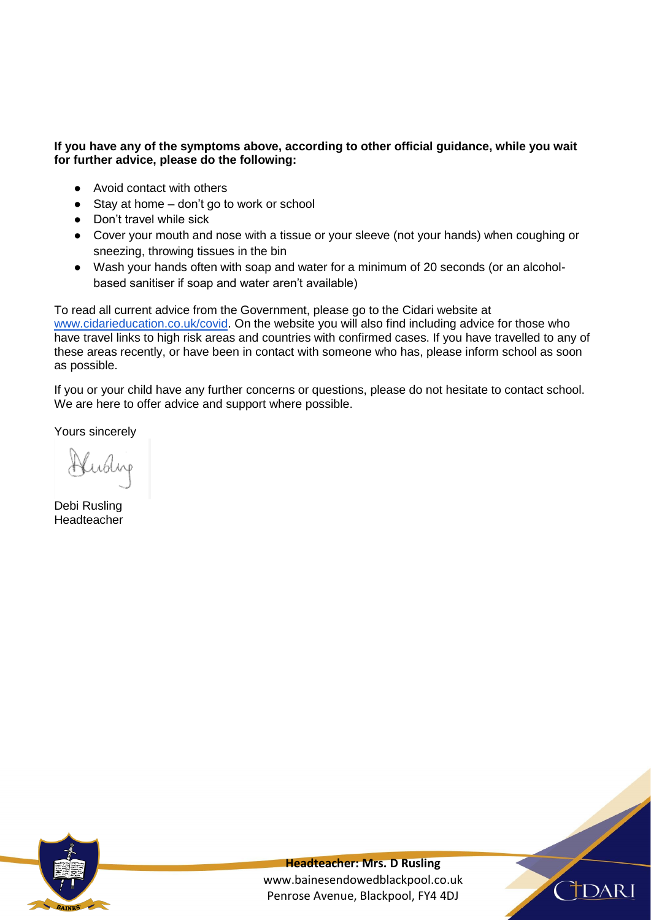**If you have any of the symptoms above, according to other official guidance, while you wait for further advice, please do the following:**

- Avoid contact with others
- Stay at home – don't go to work or school
- Don't travel while sick
- Cover your mouth and nose with a tissue or your sleeve (not your hands) when coughing or sneezing, throwing tissues in the bin
- Wash your hands often with soap and water for a minimum of 20 seconds (or an alcohol-based sanitiser if soap and water aren't available)

To read all current advice from the Government, please go to the Cidari website at www.cidarieducation.co.uk/covid. On the website you will also find including advice for those who have travel links to high risk areas and countries with confirmed cases. If you have travelled to any of these areas recently, or have been in contact with someone who has, please inform school as soon as possible.

If you or your child have any further concerns or questions, please do not hesitate to contact school. We are here to offer advice and support where possible.

Yours sincerely

Debi Rusling
Headteacher

**Headteacher: Mrs. D Rusling**
www.bainesendowedblackpool.co.uk
Penrose Avenue, Blackpool, FY4 4DJ